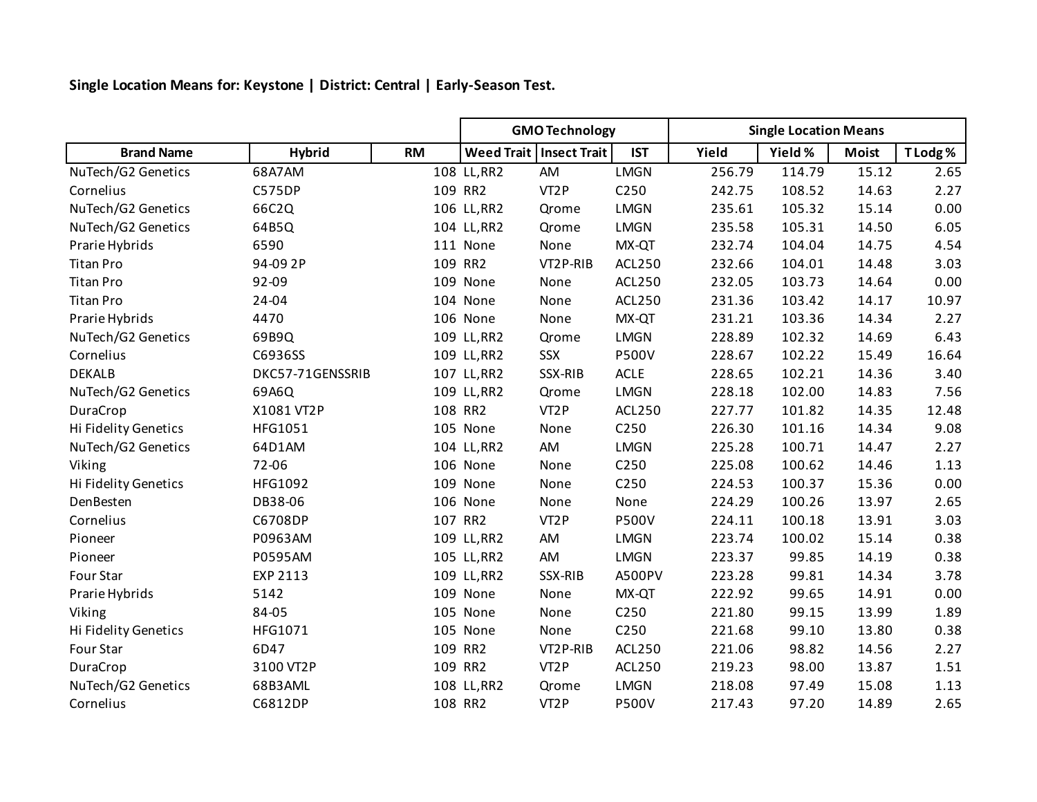**Single Location Means for: Keystone | District: Central | Early-Season Test.**

| | | | GMO Technology | | | Single Location Means | | | |
|---|---|---|---|---|---|---|---|---|---|
| Brand Name | Hybrid | RM | Weed Trait | Insect Trait | IST | Yield | Yield % | Moist | T Lodg % |
| NuTech/G2 Genetics | 68A7AM | 108 | LL,RR2 | AM | LMGN | 256.79 | 114.79 | 15.12 | 2.65 |
| Cornelius | C575DP | 109 | RR2 | VT2P | C250 | 242.75 | 108.52 | 14.63 | 2.27 |
| NuTech/G2 Genetics | 66C2Q | 106 | LL,RR2 | Qrome | LMGN | 235.61 | 105.32 | 15.14 | 0.00 |
| NuTech/G2 Genetics | 64B5Q | 104 | LL,RR2 | Qrome | LMGN | 235.58 | 105.31 | 14.50 | 6.05 |
| Prarie Hybrids | 6590 | 111 | None | None | MX-QT | 232.74 | 104.04 | 14.75 | 4.54 |
| Titan Pro | 94-09 2P | 109 | RR2 | VT2P-RIB | ACL250 | 232.66 | 104.01 | 14.48 | 3.03 |
| Titan Pro | 92-09 | 109 | None | None | ACL250 | 232.05 | 103.73 | 14.64 | 0.00 |
| Titan Pro | 24-04 | 104 | None | None | ACL250 | 231.36 | 103.42 | 14.17 | 10.97 |
| Prarie Hybrids | 4470 | 106 | None | None | MX-QT | 231.21 | 103.36 | 14.34 | 2.27 |
| NuTech/G2 Genetics | 69B9Q | 109 | LL,RR2 | Qrome | LMGN | 228.89 | 102.32 | 14.69 | 6.43 |
| Cornelius | C6936SS | 109 | LL,RR2 | SSX | P500V | 228.67 | 102.22 | 15.49 | 16.64 |
| DEKALB | DKC57-71GENSSRIB | 107 | LL,RR2 | SSX-RIB | ACLE | 228.65 | 102.21 | 14.36 | 3.40 |
| NuTech/G2 Genetics | 69A6Q | 109 | LL,RR2 | Qrome | LMGN | 228.18 | 102.00 | 14.83 | 7.56 |
| DuraCrop | X1081 VT2P | 108 | RR2 | VT2P | ACL250 | 227.77 | 101.82 | 14.35 | 12.48 |
| Hi Fidelity Genetics | HFG1051 | 105 | None | None | C250 | 226.30 | 101.16 | 14.34 | 9.08 |
| NuTech/G2 Genetics | 64D1AM | 104 | LL,RR2 | AM | LMGN | 225.28 | 100.71 | 14.47 | 2.27 |
| Viking | 72-06 | 106 | None | None | C250 | 225.08 | 100.62 | 14.46 | 1.13 |
| Hi Fidelity Genetics | HFG1092 | 109 | None | None | C250 | 224.53 | 100.37 | 15.36 | 0.00 |
| DenBesten | DB38-06 | 106 | None | None | None | 224.29 | 100.26 | 13.97 | 2.65 |
| Cornelius | C6708DP | 107 | RR2 | VT2P | P500V | 224.11 | 100.18 | 13.91 | 3.03 |
| Pioneer | P0963AM | 109 | LL,RR2 | AM | LMGN | 223.74 | 100.02 | 15.14 | 0.38 |
| Pioneer | P0595AM | 105 | LL,RR2 | AM | LMGN | 223.37 | 99.85 | 14.19 | 0.38 |
| Four Star | EXP 2113 | 109 | LL,RR2 | SSX-RIB | A500PV | 223.28 | 99.81 | 14.34 | 3.78 |
| Prarie Hybrids | 5142 | 109 | None | None | MX-QT | 222.92 | 99.65 | 14.91 | 0.00 |
| Viking | 84-05 | 105 | None | None | C250 | 221.80 | 99.15 | 13.99 | 1.89 |
| Hi Fidelity Genetics | HFG1071 | 105 | None | None | C250 | 221.68 | 99.10 | 13.80 | 0.38 |
| Four Star | 6D47 | 109 | RR2 | VT2P-RIB | ACL250 | 221.06 | 98.82 | 14.56 | 2.27 |
| DuraCrop | 3100 VT2P | 109 | RR2 | VT2P | ACL250 | 219.23 | 98.00 | 13.87 | 1.51 |
| NuTech/G2 Genetics | 68B3AML | 108 | LL,RR2 | Qrome | LMGN | 218.08 | 97.49 | 15.08 | 1.13 |
| Cornelius | C6812DP | 108 | RR2 | VT2P | P500V | 217.43 | 97.20 | 14.89 | 2.65 |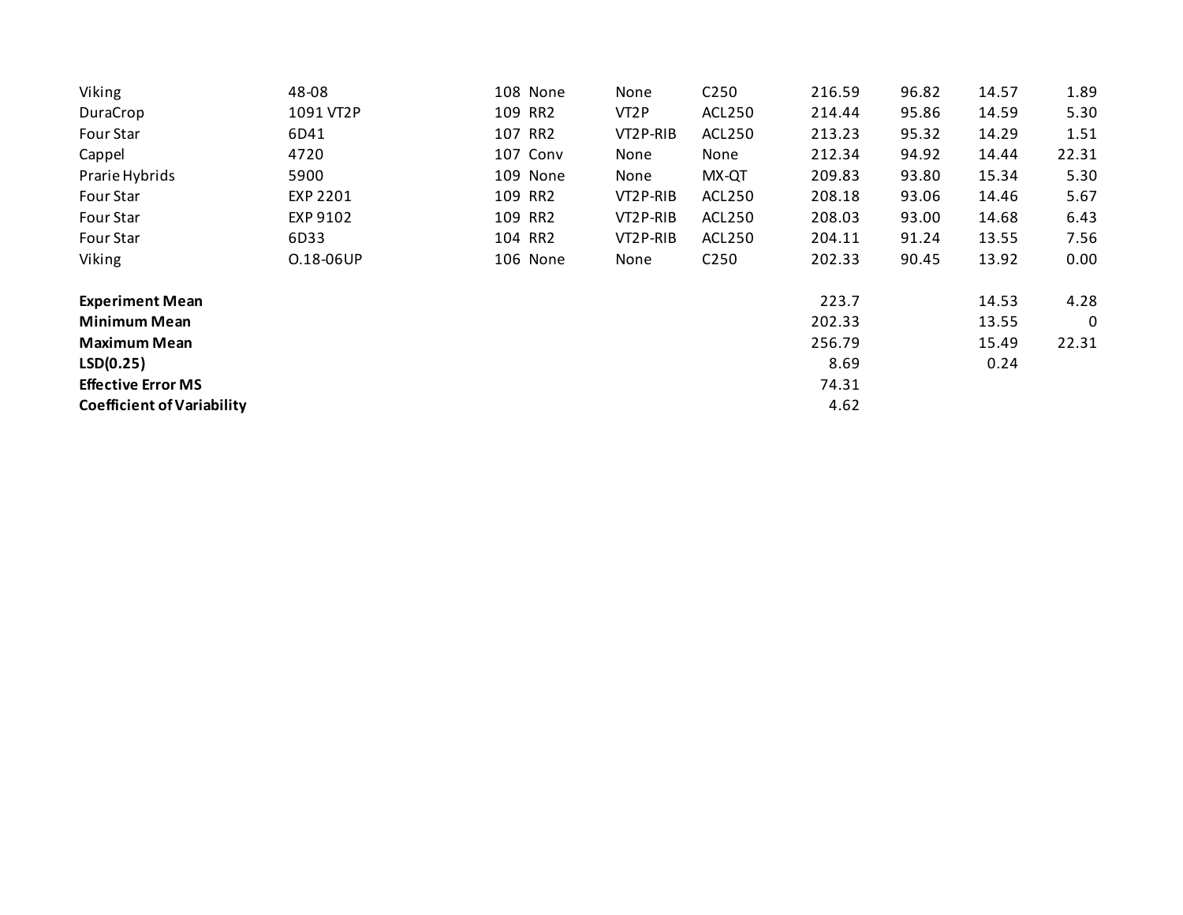| | | | | | | | | | |
|---|---|---|---|---|---|---|---|---|---|
| Viking | 48-08 | 108 | None | None | C250 | 216.59 | 96.82 | 14.57 | 1.89 |
| DuraCrop | 1091 VT2P | 109 | RR2 | VT2P | ACL250 | 214.44 | 95.86 | 14.59 | 5.30 |
| Four Star | 6D41 | 107 | RR2 | VT2P-RIB | ACL250 | 213.23 | 95.32 | 14.29 | 1.51 |
| Cappel | 4720 | 107 | Conv | None | None | 212.34 | 94.92 | 14.44 | 22.31 |
| Prarie Hybrids | 5900 | 109 | None | None | MX-QT | 209.83 | 93.80 | 15.34 | 5.30 |
| Four Star | EXP 2201 | 109 | RR2 | VT2P-RIB | ACL250 | 208.18 | 93.06 | 14.46 | 5.67 |
| Four Star | EXP 9102 | 109 | RR2 | VT2P-RIB | ACL250 | 208.03 | 93.00 | 14.68 | 6.43 |
| Four Star | 6D33 | 104 | RR2 | VT2P-RIB | ACL250 | 204.11 | 91.24 | 13.55 | 7.56 |
| Viking | O.18-06UP | 106 | None | None | C250 | 202.33 | 90.45 | 13.92 | 0.00 |
| **Experiment Mean** | | | | | | 223.7 | | 14.53 | 4.28 |
| **Minimum Mean** | | | | | | 202.33 | | 13.55 | 0 |
| **Maximum Mean** | | | | | | 256.79 | | 15.49 | 22.31 |
| **LSD(0.25)** | | | | | | 8.69 | | 0.24 | |
| **Effective Error MS** | | | | | | 74.31 | | | |
| **Coefficient of Variability** | | | | | | 4.62 | | | |